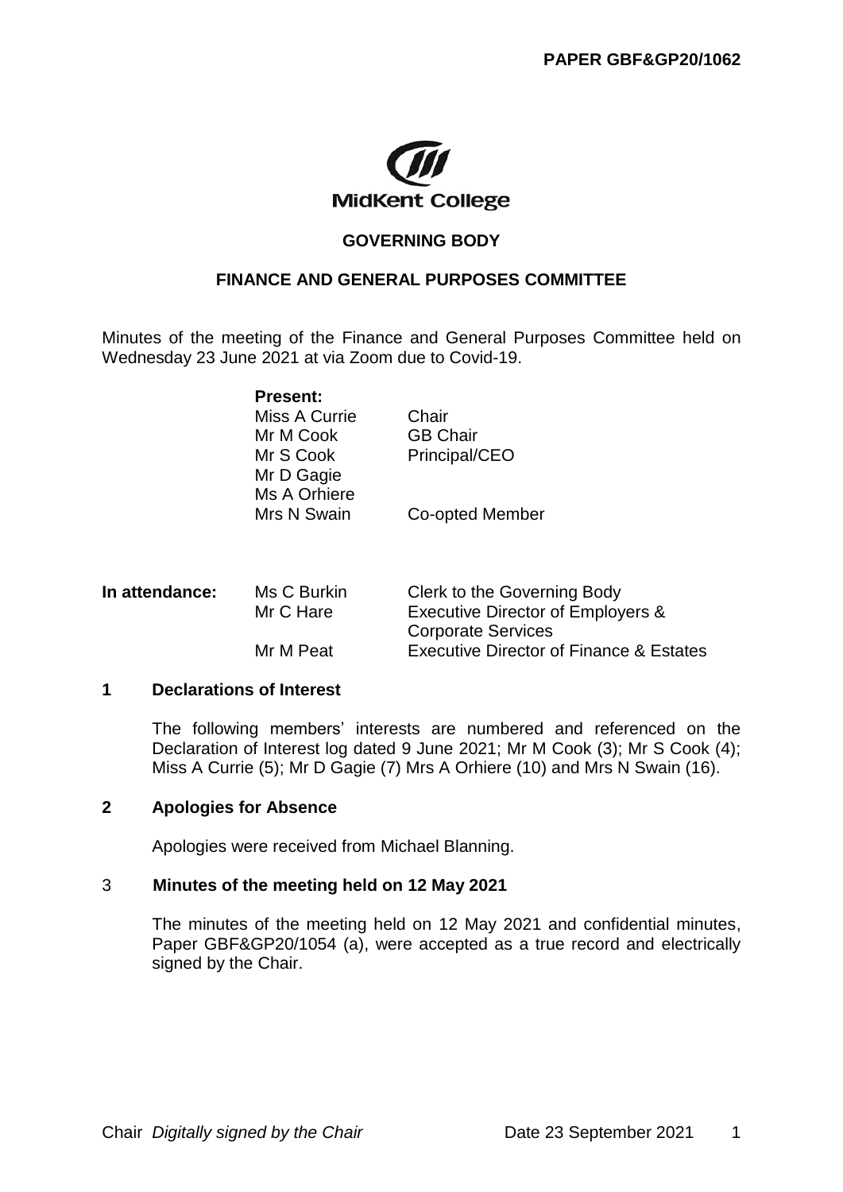**PAPER GBF&GP20/1062**

MidKent College

## GOVERNING BODY

## FINANCE AND GENERAL PURPOSES COMMITTEE

Minutes of the meeting of the Finance and General Purposes Committee held on Wednesday 23 June 2021 at via Zoom due to Covid-19.

**Present:**

| | |
|---|---|
| Miss A Currie | Chair |
| Mr M Cook | GB Chair |
| Mr S Cook | Principal/CEO |
| Mr D Gagie | |
| Ms A Orhiere | |
| Mrs N Swain | Co-opted Member |

**In attendance:**

| | |
|---|---|
| Ms C Burkin | Clerk to the Governing Body |
| Mr C Hare | Executive Director of Employers & Corporate Services |
| Mr M Peat | Executive Director of Finance & Estates |

### 1 Declarations of Interest

The following members' interests are numbered and referenced on the Declaration of Interest log dated 9 June 2021; Mr M Cook (3); Mr S Cook (4); Miss A Currie (5); Mr D Gagie (7) Mrs A Orhiere (10) and Mrs N Swain (16).

### 2 Apologies for Absence

Apologies were received from Michael Blanning.

### 3 Minutes of the meeting held on 12 May 2021

The minutes of the meeting held on 12 May 2021 and confidential minutes, Paper GBF&GP20/1054 (a), were accepted as a true record and electrically signed by the Chair.

Chair *Digitally signed by the Chair* Date 23 September 2021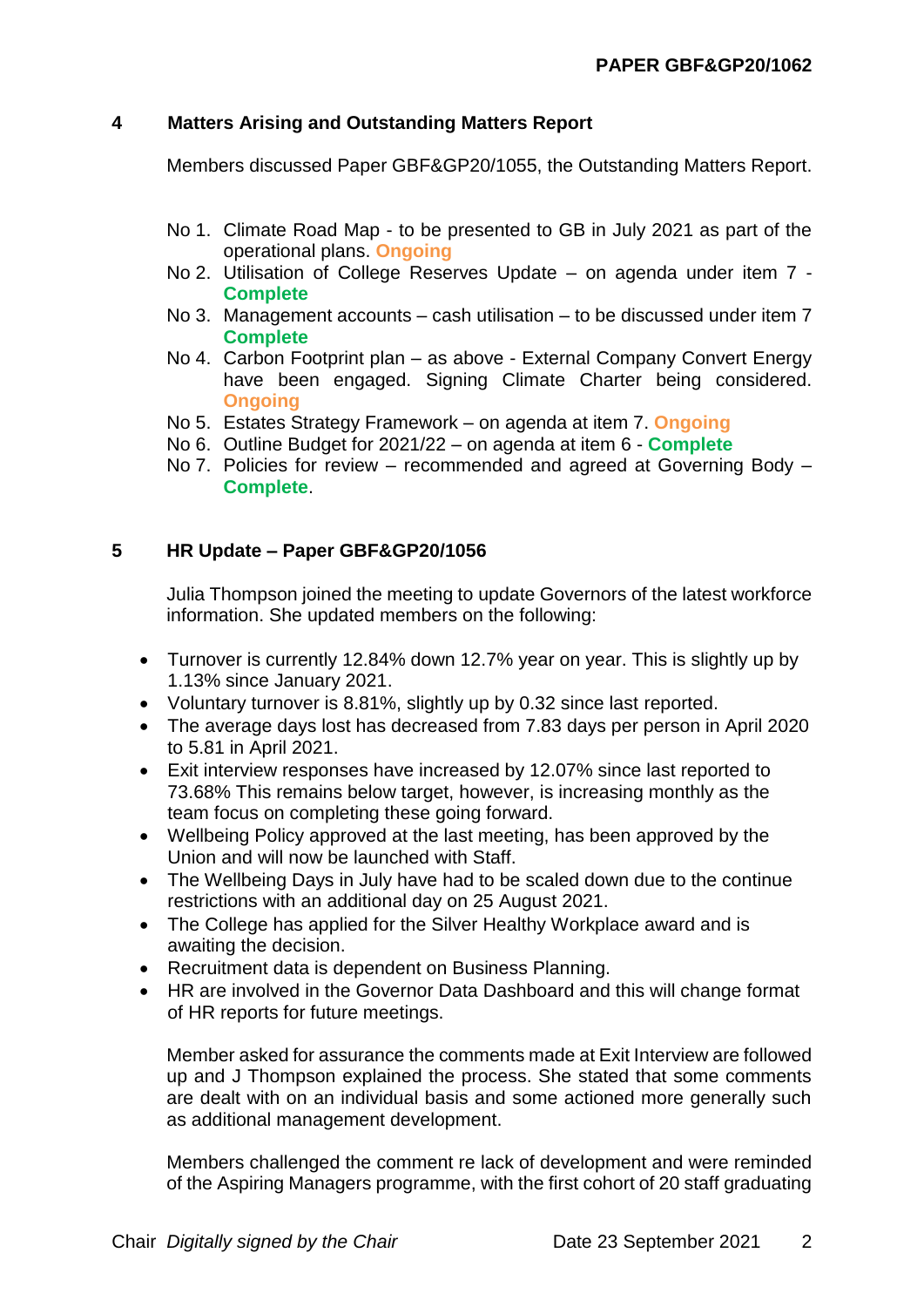PAPER GBF&GP20/1062

## 4 Matters Arising and Outstanding Matters Report

Members discussed Paper GBF&GP20/1055, the Outstanding Matters Report.

- No 1. Climate Road Map - to be presented to GB in July 2021 as part of the operational plans. **Ongoing**
- No 2. Utilisation of College Reserves Update – on agenda under item 7 - **Complete**
- No 3. Management accounts – cash utilisation – to be discussed under item 7 **Complete**
- No 4. Carbon Footprint plan – as above - External Company Convert Energy have been engaged. Signing Climate Charter being considered. **Ongoing**
- No 5. Estates Strategy Framework – on agenda at item 7. **Ongoing**
- No 6. Outline Budget for 2021/22 – on agenda at item 6 - **Complete**
- No 7. Policies for review – recommended and agreed at Governing Body – **Complete**.

## 5 HR Update – Paper GBF&GP20/1056

Julia Thompson joined the meeting to update Governors of the latest workforce information. She updated members on the following:

- Turnover is currently 12.84% down 12.7% year on year. This is slightly up by 1.13% since January 2021.
- Voluntary turnover is 8.81%, slightly up by 0.32 since last reported.
- The average days lost has decreased from 7.83 days per person in April 2020 to 5.81 in April 2021.
- Exit interview responses have increased by 12.07% since last reported to 73.68% This remains below target, however, is increasing monthly as the team focus on completing these going forward.
- Wellbeing Policy approved at the last meeting, has been approved by the Union and will now be launched with Staff.
- The Wellbeing Days in July have had to be scaled down due to the continue restrictions with an additional day on 25 August 2021.
- The College has applied for the Silver Healthy Workplace award and is awaiting the decision.
- Recruitment data is dependent on Business Planning.
- HR are involved in the Governor Data Dashboard and this will change format of HR reports for future meetings.

Member asked for assurance the comments made at Exit Interview are followed up and J Thompson explained the process. She stated that some comments are dealt with on an individual basis and some actioned more generally such as additional management development.

Members challenged the comment re lack of development and were reminded of the Aspiring Managers programme, with the first cohort of 20 staff graduating

Chair *Digitally signed by the Chair* Date 23 September 2021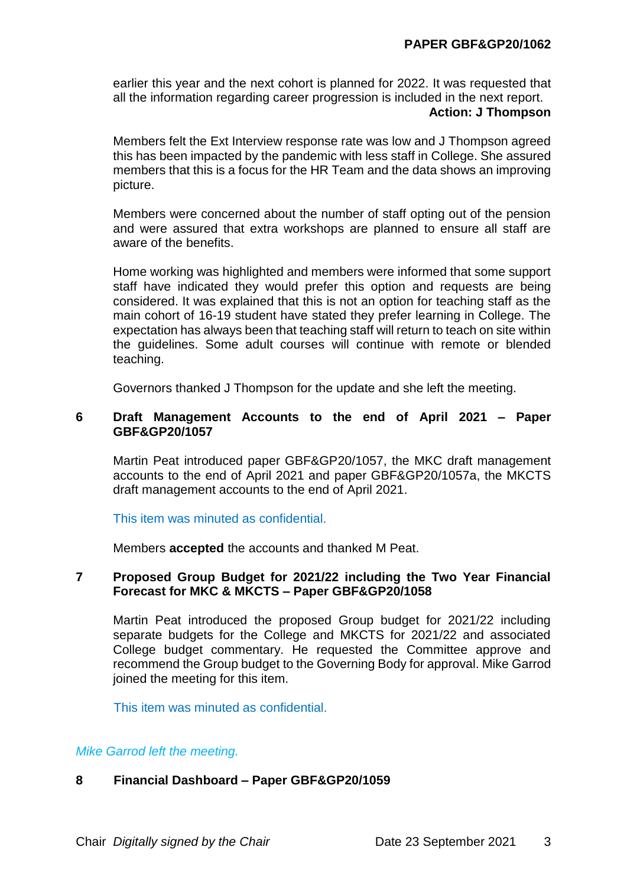earlier this year and the next cohort is planned for 2022. It was requested that all the information regarding career progression is included in the next report.

**Action: J Thompson**

Members felt the Ext Interview response rate was low and J Thompson agreed this has been impacted by the pandemic with less staff in College. She assured members that this is a focus for the HR Team and the data shows an improving picture.

Members were concerned about the number of staff opting out of the pension and were assured that extra workshops are planned to ensure all staff are aware of the benefits.

Home working was highlighted and members were informed that some support staff have indicated they would prefer this option and requests are being considered. It was explained that this is not an option for teaching staff as the main cohort of 16-19 student have stated they prefer learning in College. The expectation has always been that teaching staff will return to teach on site within the guidelines. Some adult courses will continue with remote or blended teaching.

Governors thanked J Thompson for the update and she left the meeting.

**6 Draft Management Accounts to the end of April 2021 – Paper GBF&GP20/1057**

Martin Peat introduced paper GBF&GP20/1057, the MKC draft management accounts to the end of April 2021 and paper GBF&GP20/1057a, the MKCTS draft management accounts to the end of April 2021.

This item was minuted as confidential.

Members **accepted** the accounts and thanked M Peat.

**7 Proposed Group Budget for 2021/22 including the Two Year Financial Forecast for MKC & MKCTS – Paper GBF&GP20/1058**

Martin Peat introduced the proposed Group budget for 2021/22 including separate budgets for the College and MKCTS for 2021/22 and associated College budget commentary. He requested the Committee approve and recommend the Group budget to the Governing Body for approval. Mike Garrod joined the meeting for this item.

This item was minuted as confidential.

*Mike Garrod left the meeting.*

**8 Financial Dashboard – Paper GBF&GP20/1059**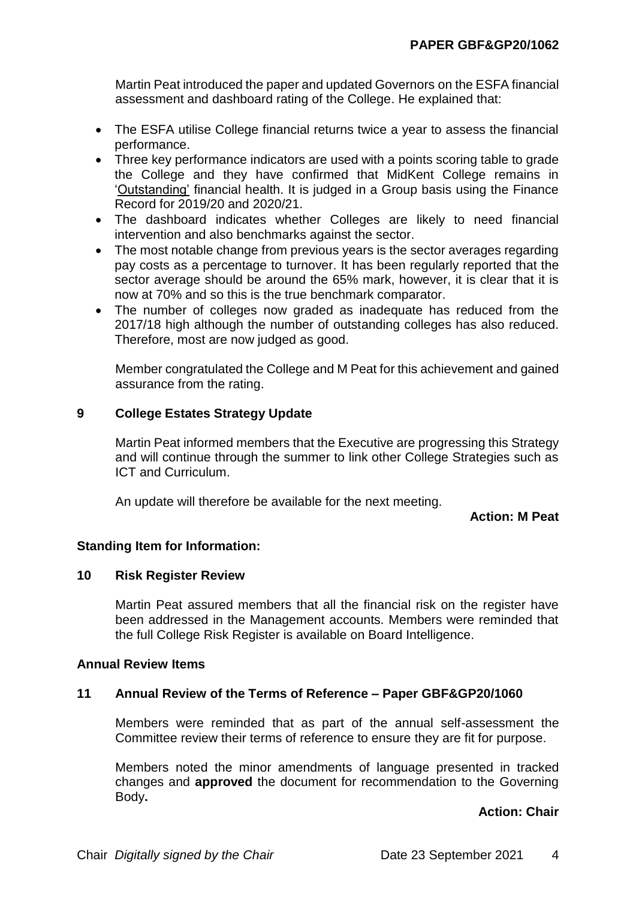Martin Peat introduced the paper and updated Governors on the ESFA financial assessment and dashboard rating of the College. He explained that:

- The ESFA utilise College financial returns twice a year to assess the financial performance.
- Three key performance indicators are used with a points scoring table to grade the College and they have confirmed that MidKent College remains in 'Outstanding' financial health. It is judged in a Group basis using the Finance Record for 2019/20 and 2020/21.
- The dashboard indicates whether Colleges are likely to need financial intervention and also benchmarks against the sector.
- The most notable change from previous years is the sector averages regarding pay costs as a percentage to turnover. It has been regularly reported that the sector average should be around the 65% mark, however, it is clear that it is now at 70% and so this is the true benchmark comparator.
- The number of colleges now graded as inadequate has reduced from the 2017/18 high although the number of outstanding colleges has also reduced. Therefore, most are now judged as good.

Member congratulated the College and M Peat for this achievement and gained assurance from the rating.

## 9 College Estates Strategy Update

Martin Peat informed members that the Executive are progressing this Strategy and will continue through the summer to link other College Strategies such as ICT and Curriculum.

An update will therefore be available for the next meeting.

**Action: M Peat**

### Standing Item for Information:

## 10 Risk Register Review

Martin Peat assured members that all the financial risk on the register have been addressed in the Management accounts. Members were reminded that the full College Risk Register is available on Board Intelligence.

### Annual Review Items

## 11 Annual Review of the Terms of Reference – Paper GBF&GP20/1060

Members were reminded that as part of the annual self-assessment the Committee review their terms of reference to ensure they are fit for purpose.

Members noted the minor amendments of language presented in tracked changes and **approved** the document for recommendation to the Governing Body**.**

**Action: Chair**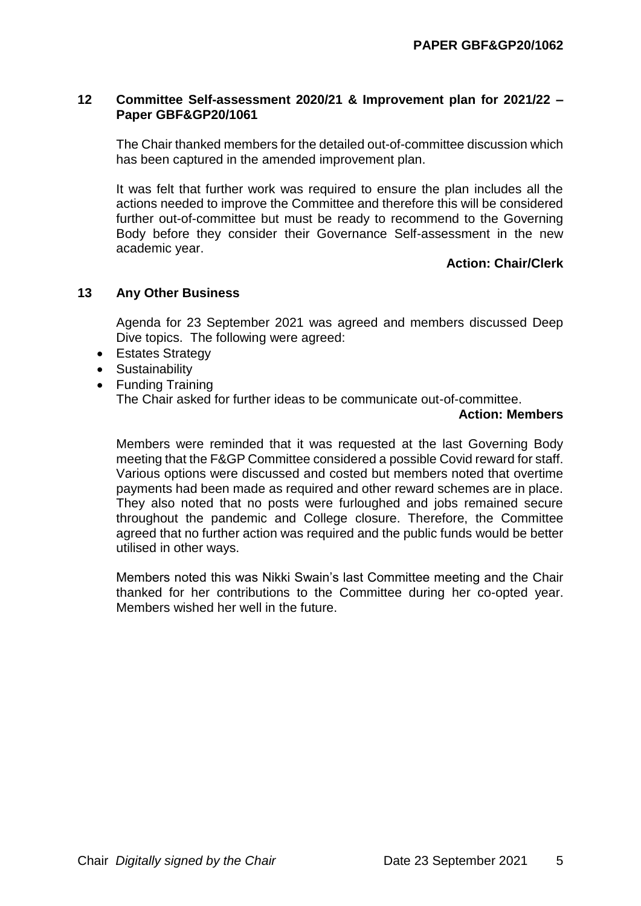## 12 Committee Self-assessment 2020/21 & Improvement plan for 2021/22 – Paper GBF&GP20/1061

The Chair thanked members for the detailed out-of-committee discussion which has been captured in the amended improvement plan.

It was felt that further work was required to ensure the plan includes all the actions needed to improve the Committee and therefore this will be considered further out-of-committee but must be ready to recommend to the Governing Body before they consider their Governance Self-assessment in the new academic year.

**Action: Chair/Clerk**

## 13 Any Other Business

Agenda for 23 September 2021 was agreed and members discussed Deep Dive topics. The following were agreed:

- Estates Strategy
- Sustainability
- Funding Training

The Chair asked for further ideas to be communicate out-of-committee.

**Action: Members**

Members were reminded that it was requested at the last Governing Body meeting that the F&GP Committee considered a possible Covid reward for staff. Various options were discussed and costed but members noted that overtime payments had been made as required and other reward schemes are in place. They also noted that no posts were furloughed and jobs remained secure throughout the pandemic and College closure. Therefore, the Committee agreed that no further action was required and the public funds would be better utilised in other ways.

Members noted this was Nikki Swain's last Committee meeting and the Chair thanked for her contributions to the Committee during her co-opted year. Members wished her well in the future.

Chair *Digitally signed by the Chair* Date 23 September 2021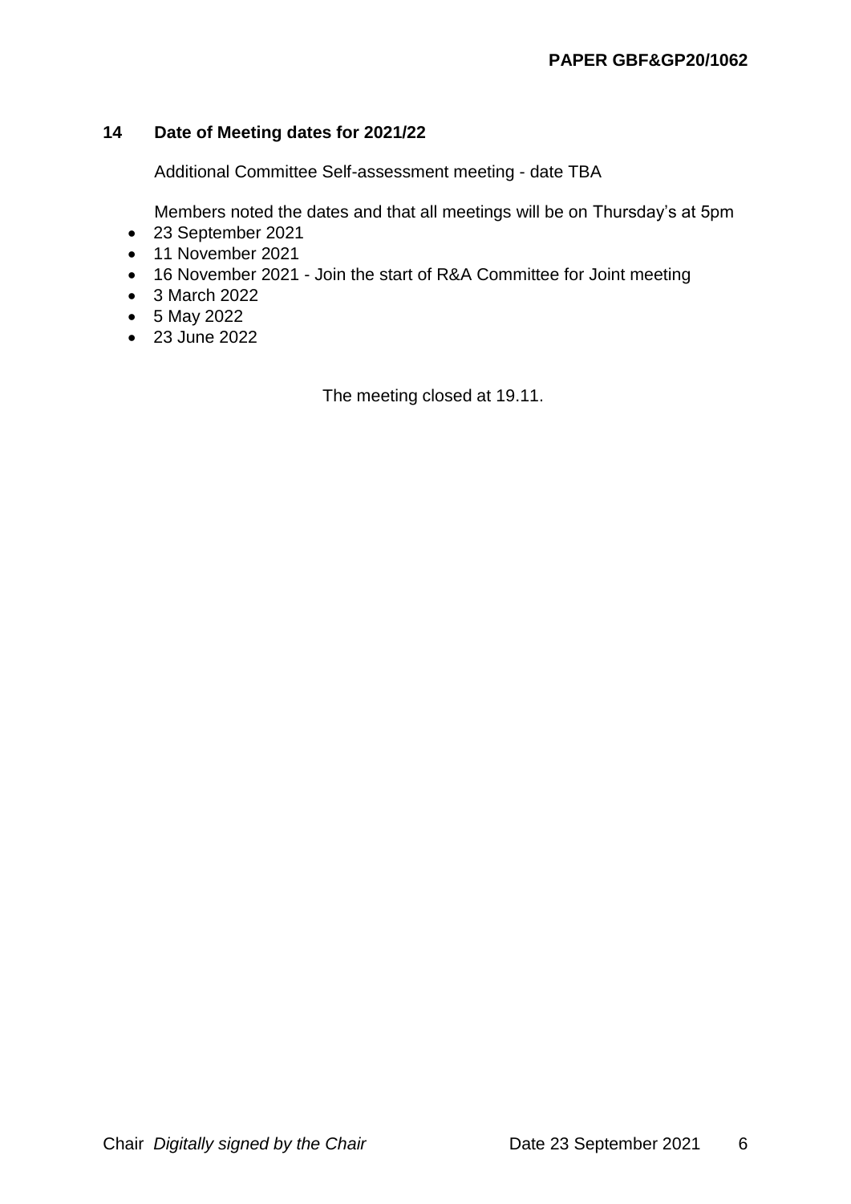## 14 Date of Meeting dates for 2021/22

Additional Committee Self-assessment meeting - date TBA

Members noted the dates and that all meetings will be on Thursday's at 5pm

- 23 September 2021
- 11 November 2021
- 16 November 2021 - Join the start of R&A Committee for Joint meeting
- 3 March 2022
- 5 May 2022
- 23 June 2022

The meeting closed at 19.11.

Chair *Digitally signed by the Chair* Date 23 September 2021